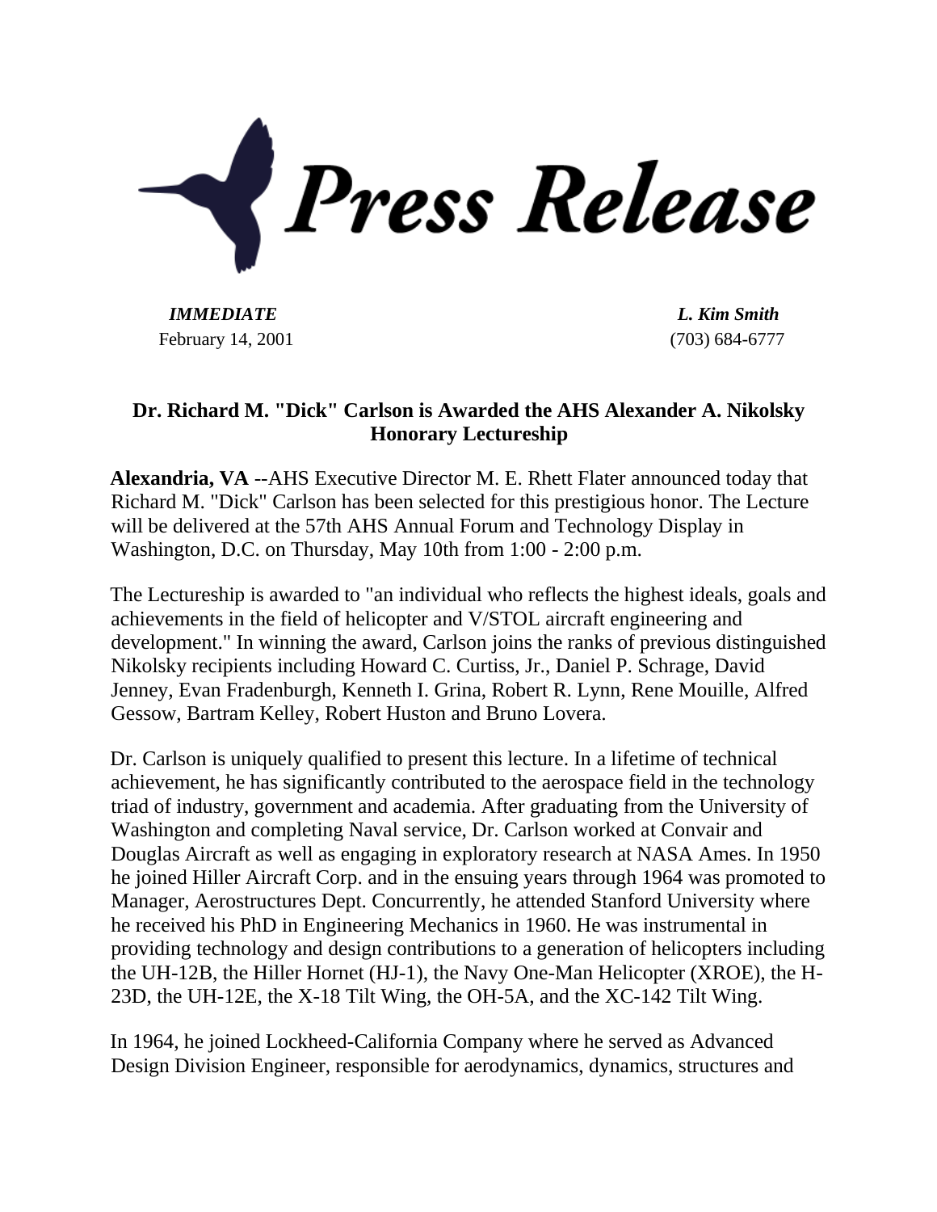# Press Release

***IMMEDIATE*** — ***L. Kim Smith***

February 14, 2001 — (703) 684-6777

## Dr. Richard M. "Dick" Carlson is Awarded the AHS Alexander A. Nikolsky Honorary Lectureship

**Alexandria, VA** --AHS Executive Director M. E. Rhett Flater announced today that Richard M. "Dick" Carlson has been selected for this prestigious honor. The Lecture will be delivered at the 57th AHS Annual Forum and Technology Display in Washington, D.C. on Thursday, May 10th from 1:00 - 2:00 p.m.

The Lectureship is awarded to "an individual who reflects the highest ideals, goals and achievements in the field of helicopter and V/STOL aircraft engineering and development." In winning the award, Carlson joins the ranks of previous distinguished Nikolsky recipients including Howard C. Curtiss, Jr., Daniel P. Schrage, David Jenney, Evan Fradenburgh, Kenneth I. Grina, Robert R. Lynn, Rene Mouille, Alfred Gessow, Bartram Kelley, Robert Huston and Bruno Lovera.

Dr. Carlson is uniquely qualified to present this lecture. In a lifetime of technical achievement, he has significantly contributed to the aerospace field in the technology triad of industry, government and academia. After graduating from the University of Washington and completing Naval service, Dr. Carlson worked at Convair and Douglas Aircraft as well as engaging in exploratory research at NASA Ames. In 1950 he joined Hiller Aircraft Corp. and in the ensuing years through 1964 was promoted to Manager, Aerostructures Dept. Concurrently, he attended Stanford University where he received his PhD in Engineering Mechanics in 1960. He was instrumental in providing technology and design contributions to a generation of helicopters including the UH-12B, the Hiller Hornet (HJ-1), the Navy One-Man Helicopter (XROE), the H-23D, the UH-12E, the X-18 Tilt Wing, the OH-5A, and the XC-142 Tilt Wing.

In 1964, he joined Lockheed-California Company where he served as Advanced Design Division Engineer, responsible for aerodynamics, dynamics, structures and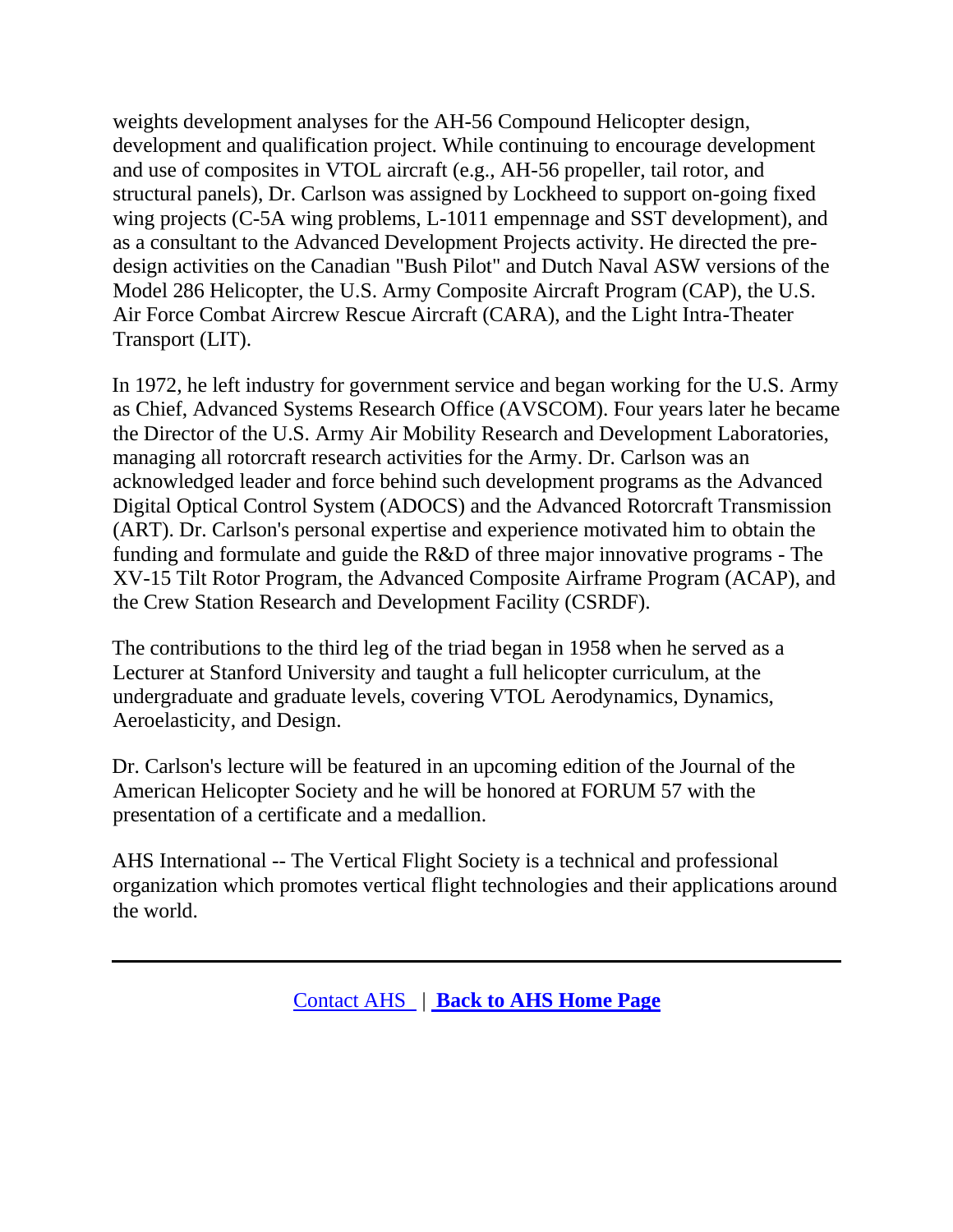weights development analyses for the AH-56 Compound Helicopter design, development and qualification project. While continuing to encourage development and use of composites in VTOL aircraft (e.g., AH-56 propeller, tail rotor, and structural panels), Dr. Carlson was assigned by Lockheed to support on-going fixed wing projects (C-5A wing problems, L-1011 empennage and SST development), and as a consultant to the Advanced Development Projects activity. He directed the pre-design activities on the Canadian "Bush Pilot" and Dutch Naval ASW versions of the Model 286 Helicopter, the U.S. Army Composite Aircraft Program (CAP), the U.S. Air Force Combat Aircrew Rescue Aircraft (CARA), and the Light Intra-Theater Transport (LIT).

In 1972, he left industry for government service and began working for the U.S. Army as Chief, Advanced Systems Research Office (AVSCOM). Four years later he became the Director of the U.S. Army Air Mobility Research and Development Laboratories, managing all rotorcraft research activities for the Army. Dr. Carlson was an acknowledged leader and force behind such development programs as the Advanced Digital Optical Control System (ADOCS) and the Advanced Rotorcraft Transmission (ART). Dr. Carlson's personal expertise and experience motivated him to obtain the funding and formulate and guide the R&D of three major innovative programs - The XV-15 Tilt Rotor Program, the Advanced Composite Airframe Program (ACAP), and the Crew Station Research and Development Facility (CSRDF).

The contributions to the third leg of the triad began in 1958 when he served as a Lecturer at Stanford University and taught a full helicopter curriculum, at the undergraduate and graduate levels, covering VTOL Aerodynamics, Dynamics, Aeroelasticity, and Design.

Dr. Carlson's lecture will be featured in an upcoming edition of the Journal of the American Helicopter Society and he will be honored at FORUM 57 with the presentation of a certificate and a medallion.

AHS International -- The Vertical Flight Society is a technical and professional organization which promotes vertical flight technologies and their applications around the world.

---

Contact AHS | **Back to AHS Home Page**